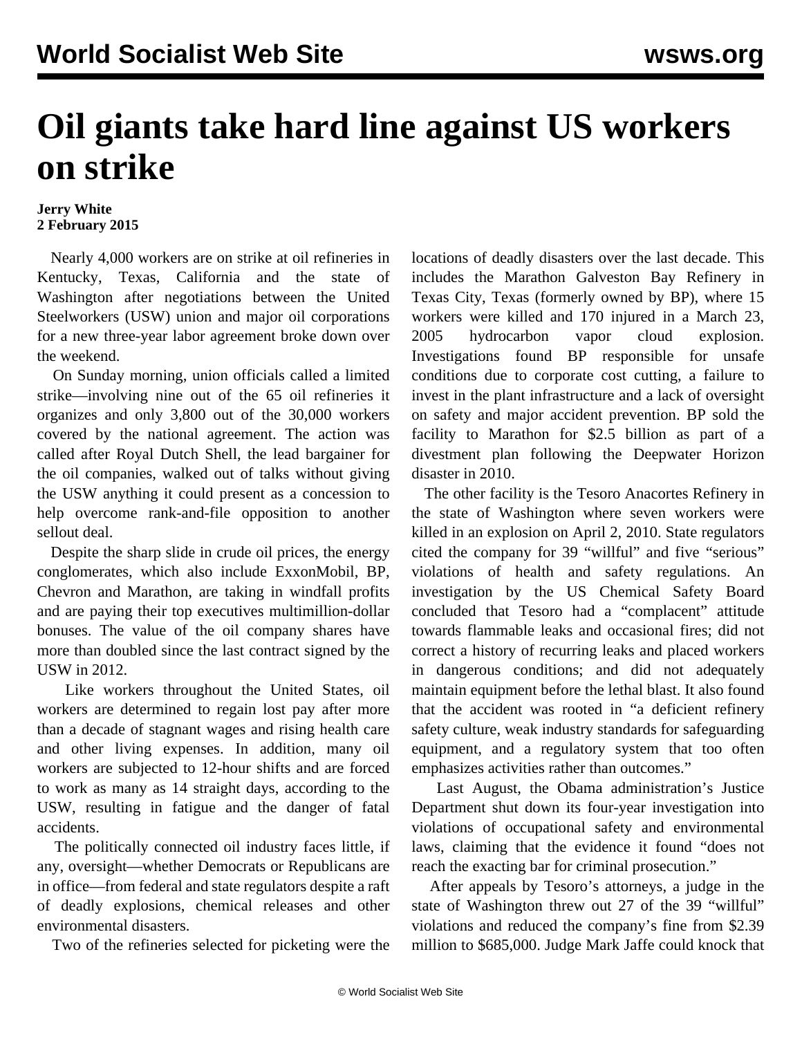# Oil giants take hard line against US workers on strike

**Jerry White**
**2 February 2015**

Nearly 4,000 workers are on strike at oil refineries in Kentucky, Texas, California and the state of Washington after negotiations between the United Steelworkers (USW) union and major oil corporations for a new three-year labor agreement broke down over the weekend.

On Sunday morning, union officials called a limited strike—involving nine out of the 65 oil refineries it organizes and only 3,800 out of the 30,000 workers covered by the national agreement. The action was called after Royal Dutch Shell, the lead bargainer for the oil companies, walked out of talks without giving the USW anything it could present as a concession to help overcome rank-and-file opposition to another sellout deal.

Despite the sharp slide in crude oil prices, the energy conglomerates, which also include ExxonMobil, BP, Chevron and Marathon, are taking in windfall profits and are paying their top executives multimillion-dollar bonuses. The value of the oil company shares have more than doubled since the last contract signed by the USW in 2012.

Like workers throughout the United States, oil workers are determined to regain lost pay after more than a decade of stagnant wages and rising health care and other living expenses. In addition, many oil workers are subjected to 12-hour shifts and are forced to work as many as 14 straight days, according to the USW, resulting in fatigue and the danger of fatal accidents.

The politically connected oil industry faces little, if any, oversight—whether Democrats or Republicans are in office—from federal and state regulators despite a raft of deadly explosions, chemical releases and other environmental disasters.

Two of the refineries selected for picketing were the locations of deadly disasters over the last decade. This includes the Marathon Galveston Bay Refinery in Texas City, Texas (formerly owned by BP), where 15 workers were killed and 170 injured in a March 23, 2005 hydrocarbon vapor cloud explosion. Investigations found BP responsible for unsafe conditions due to corporate cost cutting, a failure to invest in the plant infrastructure and a lack of oversight on safety and major accident prevention. BP sold the facility to Marathon for $2.5 billion as part of a divestment plan following the Deepwater Horizon disaster in 2010.

The other facility is the Tesoro Anacortes Refinery in the state of Washington where seven workers were killed in an explosion on April 2, 2010. State regulators cited the company for 39 "willful" and five "serious" violations of health and safety regulations. An investigation by the US Chemical Safety Board concluded that Tesoro had a "complacent" attitude towards flammable leaks and occasional fires; did not correct a history of recurring leaks and placed workers in dangerous conditions; and did not adequately maintain equipment before the lethal blast. It also found that the accident was rooted in "a deficient refinery safety culture, weak industry standards for safeguarding equipment, and a regulatory system that too often emphasizes activities rather than outcomes."

Last August, the Obama administration's Justice Department shut down its four-year investigation into violations of occupational safety and environmental laws, claiming that the evidence it found "does not reach the exacting bar for criminal prosecution."

After appeals by Tesoro's attorneys, a judge in the state of Washington threw out 27 of the 39 "willful" violations and reduced the company's fine from $2.39 million to $685,000. Judge Mark Jaffe could knock that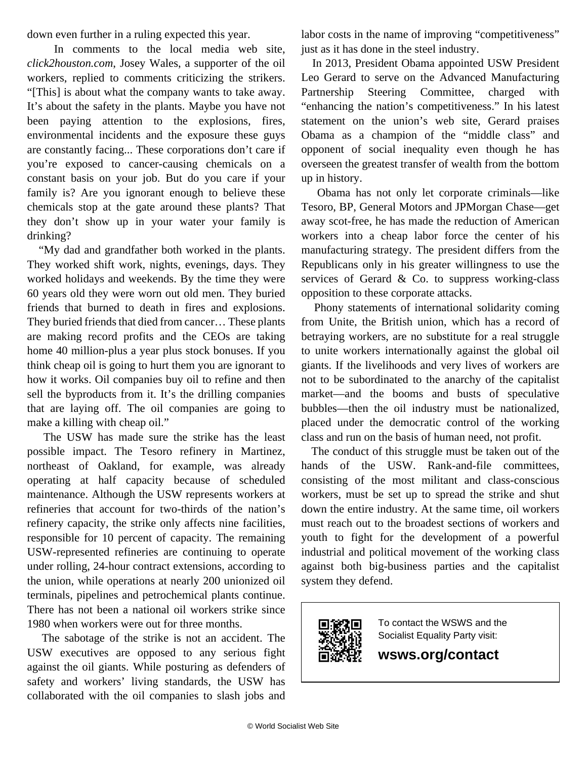down even further in a ruling expected this year.

In comments to the local media web site, *click2houston.com*, Josey Wales, a supporter of the oil workers, replied to comments criticizing the strikers. "[This] is about what the company wants to take away. It's about the safety in the plants. Maybe you have not been paying attention to the explosions, fires, environmental incidents and the exposure these guys are constantly facing... These corporations don't care if you're exposed to cancer-causing chemicals on a constant basis on your job. But do you care if your family is? Are you ignorant enough to believe these chemicals stop at the gate around these plants? That they don't show up in your water your family is drinking?

"My dad and grandfather both worked in the plants. They worked shift work, nights, evenings, days. They worked holidays and weekends. By the time they were 60 years old they were worn out old men. They buried friends that burned to death in fires and explosions. They buried friends that died from cancer… These plants are making record profits and the CEOs are taking home 40 million-plus a year plus stock bonuses. If you think cheap oil is going to hurt them you are ignorant to how it works. Oil companies buy oil to refine and then sell the byproducts from it. It's the drilling companies that are laying off. The oil companies are going to make a killing with cheap oil."

The USW has made sure the strike has the least possible impact. The Tesoro refinery in Martinez, northeast of Oakland, for example, was already operating at half capacity because of scheduled maintenance. Although the USW represents workers at refineries that account for two-thirds of the nation's refinery capacity, the strike only affects nine facilities, responsible for 10 percent of capacity. The remaining USW-represented refineries are continuing to operate under rolling, 24-hour contract extensions, according to the union, while operations at nearly 200 unionized oil terminals, pipelines and petrochemical plants continue. There has not been a national oil workers strike since 1980 when workers were out for three months.

The sabotage of the strike is not an accident. The USW executives are opposed to any serious fight against the oil giants. While posturing as defenders of safety and workers' living standards, the USW has collaborated with the oil companies to slash jobs and labor costs in the name of improving "competitiveness" just as it has done in the steel industry.

In 2013, President Obama appointed USW President Leo Gerard to serve on the Advanced Manufacturing Partnership Steering Committee, charged with "enhancing the nation's competitiveness." In his latest statement on the union's web site, Gerard praises Obama as a champion of the "middle class" and opponent of social inequality even though he has overseen the greatest transfer of wealth from the bottom up in history.

Obama has not only let corporate criminals—like Tesoro, BP, General Motors and JPMorgan Chase—get away scot-free, he has made the reduction of American workers into a cheap labor force the center of his manufacturing strategy. The president differs from the Republicans only in his greater willingness to use the services of Gerard & Co. to suppress working-class opposition to these corporate attacks.

Phony statements of international solidarity coming from Unite, the British union, which has a record of betraying workers, are no substitute for a real struggle to unite workers internationally against the global oil giants. If the livelihoods and very lives of workers are not to be subordinated to the anarchy of the capitalist market—and the booms and busts of speculative bubbles—then the oil industry must be nationalized, placed under the democratic control of the working class and run on the basis of human need, not profit.

The conduct of this struggle must be taken out of the hands of the USW. Rank-and-file committees, consisting of the most militant and class-conscious workers, must be set up to spread the strike and shut down the entire industry. At the same time, oil workers must reach out to the broadest sections of workers and youth to fight for the development of a powerful industrial and political movement of the working class against both big-business parties and the capitalist system they defend.

To contact the WSWS and the Socialist Equality Party visit:

**wsws.org/contact**